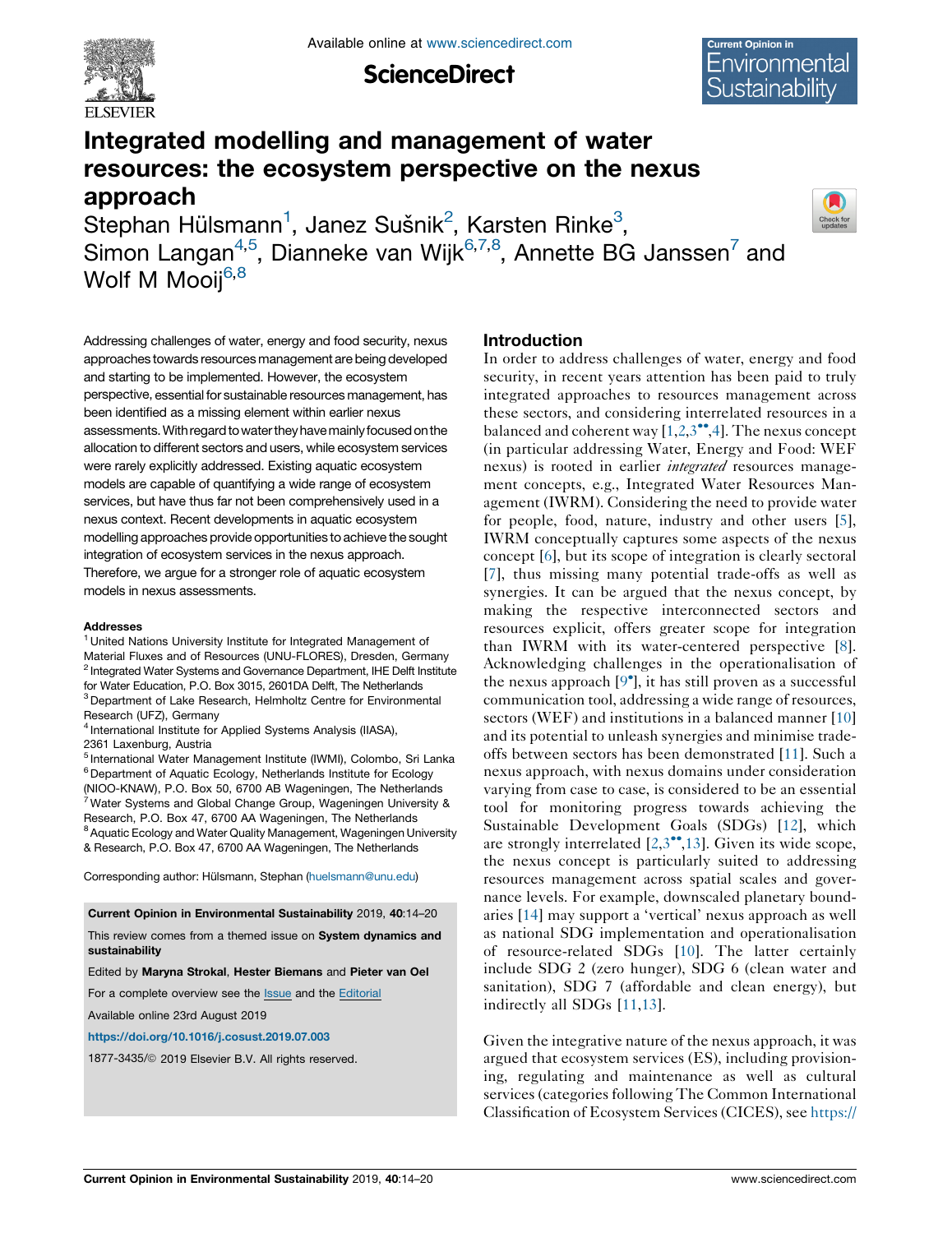# Integrated modelling and management of water resources: the ecosystem perspective on the nexus approach

Stephan Hülsmann[1], Janez Sušnik[2], Karsten Rinke[3], Simon Langan[4,5], Dianneke van Wijk[6,7,8], Annette BG Janssen[7] and Wolf M Mooij[6,8]

Addressing challenges of water, energy and food security, nexus approaches towards resources management are being developed and starting to be implemented. However, the ecosystem perspective, essential for sustainable resources management, has been identified as a missing element within earlier nexus assessments. With regard to water they have mainly focused on the allocation to different sectors and users, while ecosystem services were rarely explicitly addressed. Existing aquatic ecosystem models are capable of quantifying a wide range of ecosystem services, but have thus far not been comprehensively used in a nexus context. Recent developments in aquatic ecosystem modelling approaches provide opportunities to achieve the sought integration of ecosystem services in the nexus approach. Therefore, we argue for a stronger role of aquatic ecosystem models in nexus assessments.

#### Addresses

[1] United Nations University Institute for Integrated Management of Material Fluxes and of Resources (UNU-FLORES), Dresden, Germany
[2] Integrated Water Systems and Governance Department, IHE Delft Institute for Water Education, P.O. Box 3015, 2601DA Delft, The Netherlands
[3] Department of Lake Research, Helmholtz Centre for Environmental Research (UFZ), Germany
[4] International Institute for Applied Systems Analysis (IIASA), 2361 Laxenburg, Austria
[5] International Water Management Institute (IWMI), Colombo, Sri Lanka
[6] Department of Aquatic Ecology, Netherlands Institute for Ecology (NIOO-KNAW), P.O. Box 50, 6700 AB Wageningen, The Netherlands
[7] Water Systems and Global Change Group, Wageningen University & Research, P.O. Box 47, 6700 AA Wageningen, The Netherlands
[8] Aquatic Ecology and Water Quality Management, Wageningen University & Research, P.O. Box 47, 6700 AA Wageningen, The Netherlands

Corresponding author: Hülsmann, Stephan (huelsmann@unu.edu)

**Current Opinion in Environmental Sustainability** 2019, **40**:14–20

This review comes from a themed issue on **System dynamics and sustainability**

Edited by **Maryna Strokal**, **Hester Biemans** and **Pieter van Oel**

For a complete overview see the Issue and the Editorial

Available online 23rd August 2019

https://doi.org/10.1016/j.cosust.2019.07.003

1877-3435/© 2019 Elsevier B.V. All rights reserved.

## Introduction

In order to address challenges of water, energy and food security, in recent years attention has been paid to truly integrated approaches to resources management across these sectors, and considering interrelated resources in a balanced and coherent way [1,2,3••,4]. The nexus concept (in particular addressing Water, Energy and Food: WEF nexus) is rooted in earlier *integrated* resources management concepts, e.g., Integrated Water Resources Management (IWRM). Considering the need to provide water for people, food, nature, industry and other users [5], IWRM conceptually captures some aspects of the nexus concept [6], but its scope of integration is clearly sectoral [7], thus missing many potential trade-offs as well as synergies. It can be argued that the nexus concept, by making the respective interconnected sectors and resources explicit, offers greater scope for integration than IWRM with its water-centered perspective [8]. Acknowledging challenges in the operationalisation of the nexus approach [9•], it has still proven as a successful communication tool, addressing a wide range of resources, sectors (WEF) and institutions in a balanced manner [10] and its potential to unleash synergies and minimise trade-offs between sectors has been demonstrated [11]. Such a nexus approach, with nexus domains under consideration varying from case to case, is considered to be an essential tool for monitoring progress towards achieving the Sustainable Development Goals (SDGs) [12], which are strongly interrelated [2,3••,13]. Given its wide scope, the nexus concept is particularly suited to addressing resources management across spatial scales and governance levels. For example, downscaled planetary boundaries [14] may support a 'vertical' nexus approach as well as national SDG implementation and operationalisation of resource-related SDGs [10]. The latter certainly include SDG 2 (zero hunger), SDG 6 (clean water and sanitation), SDG 7 (affordable and clean energy), but indirectly all SDGs [11,13].

Given the integrative nature of the nexus approach, it was argued that ecosystem services (ES), including provisioning, regulating and maintenance as well as cultural services (categories following The Common International Classification of Ecosystem Services (CICES), see https://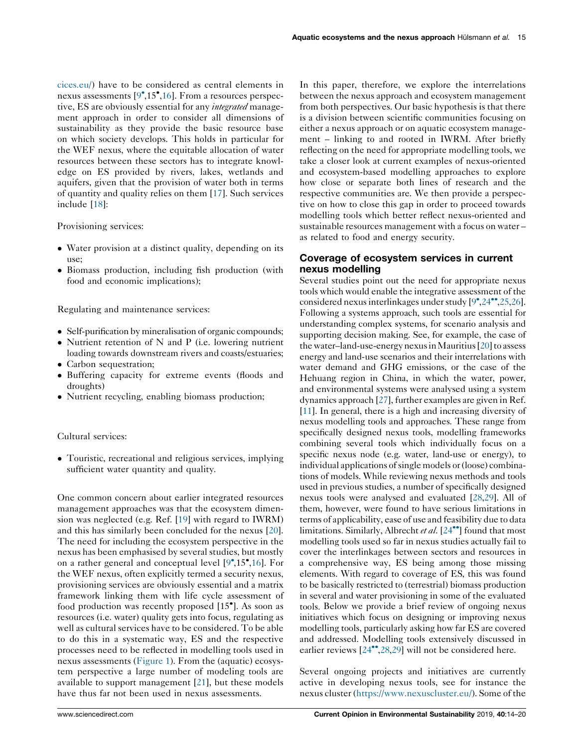cices.eu/) have to be considered as central elements in nexus assessments [9•,15•,16]. From a resources perspective, ES are obviously essential for any *integrated* management approach in order to consider all dimensions of sustainability as they provide the basic resource base on which society develops. This holds in particular for the WEF nexus, where the equitable allocation of water resources between these sectors has to integrate knowledge on ES provided by rivers, lakes, wetlands and aquifers, given that the provision of water both in terms of quantity and quality relies on them [17]. Such services include [18]:

Provisioning services:

- Water provision at a distinct quality, depending on its use;
- Biomass production, including fish production (with food and economic implications);

Regulating and maintenance services:

- Self-purification by mineralisation of organic compounds;
- Nutrient retention of N and P (i.e. lowering nutrient loading towards downstream rivers and coasts/estuaries;
- Carbon sequestration;
- Buffering capacity for extreme events (floods and droughts)
- Nutrient recycling, enabling biomass production;

Cultural services:

- Touristic, recreational and religious services, implying sufficient water quantity and quality.

One common concern about earlier integrated resources management approaches was that the ecosystem dimension was neglected (e.g. Ref. [19] with regard to IWRM) and this has similarly been concluded for the nexus [20]. The need for including the ecosystem perspective in the nexus has been emphasised by several studies, but mostly on a rather general and conceptual level [9•,15•,16]. For the WEF nexus, often explicitly termed a security nexus, provisioning services are obviously essential and a matrix framework linking them with life cycle assessment of food production was recently proposed [15•]. As soon as resources (i.e. water) quality gets into focus, regulating as well as cultural services have to be considered. To be able to do this in a systematic way, ES and the respective processes need to be reflected in modelling tools used in nexus assessments (Figure 1). From the (aquatic) ecosystem perspective a large number of modeling tools are available to support management [21], but these models have thus far not been used in nexus assessments.

In this paper, therefore, we explore the interrelations between the nexus approach and ecosystem management from both perspectives. Our basic hypothesis is that there is a division between scientific communities focusing on either a nexus approach or on aquatic ecosystem management – linking to and rooted in IWRM. After briefly reflecting on the need for appropriate modelling tools, we take a closer look at current examples of nexus-oriented and ecosystem-based modelling approaches to explore how close or separate both lines of research and the respective communities are. We then provide a perspective on how to close this gap in order to proceed towards modelling tools which better reflect nexus-oriented and sustainable resources management with a focus on water – as related to food and energy security.

## Coverage of ecosystem services in current nexus modelling

Several studies point out the need for appropriate nexus tools which would enable the integrative assessment of the considered nexus interlinkages under study [9•,24••,25,26]. Following a systems approach, such tools are essential for understanding complex systems, for scenario analysis and supporting decision making. See, for example, the case of the water–land-use-energy nexus in Mauritius [20] to assess energy and land-use scenarios and their interrelations with water demand and GHG emissions, or the case of the Hehuang region in China, in which the water, power, and environmental systems were analysed using a system dynamics approach [27], further examples are given in Ref. [11]. In general, there is a high and increasing diversity of nexus modelling tools and approaches. These range from specifically designed nexus tools, modelling frameworks combining several tools which individually focus on a specific nexus node (e.g. water, land-use or energy), to individual applications of single models or (loose) combinations of models. While reviewing nexus methods and tools used in previous studies, a number of specifically designed nexus tools were analysed and evaluated [28,29]. All of them, however, were found to have serious limitations in terms of applicability, ease of use and feasibility due to data limitations. Similarly, Albrecht *et al.* [24••] found that most modelling tools used so far in nexus studies actually fail to cover the interlinkages between sectors and resources in a comprehensive way, ES being among those missing elements. With regard to coverage of ES, this was found to be basically restricted to (terrestrial) biomass production in several and water provisioning in some of the evaluated tools. Below we provide a brief review of ongoing nexus initiatives which focus on designing or improving nexus modelling tools, particularly asking how far ES are covered and addressed. Modelling tools extensively discussed in earlier reviews [24••,28,29] will not be considered here.

Several ongoing projects and initiatives are currently active in developing nexus tools, see for instance the nexus cluster (https://www.nexuscluster.eu/). Some of the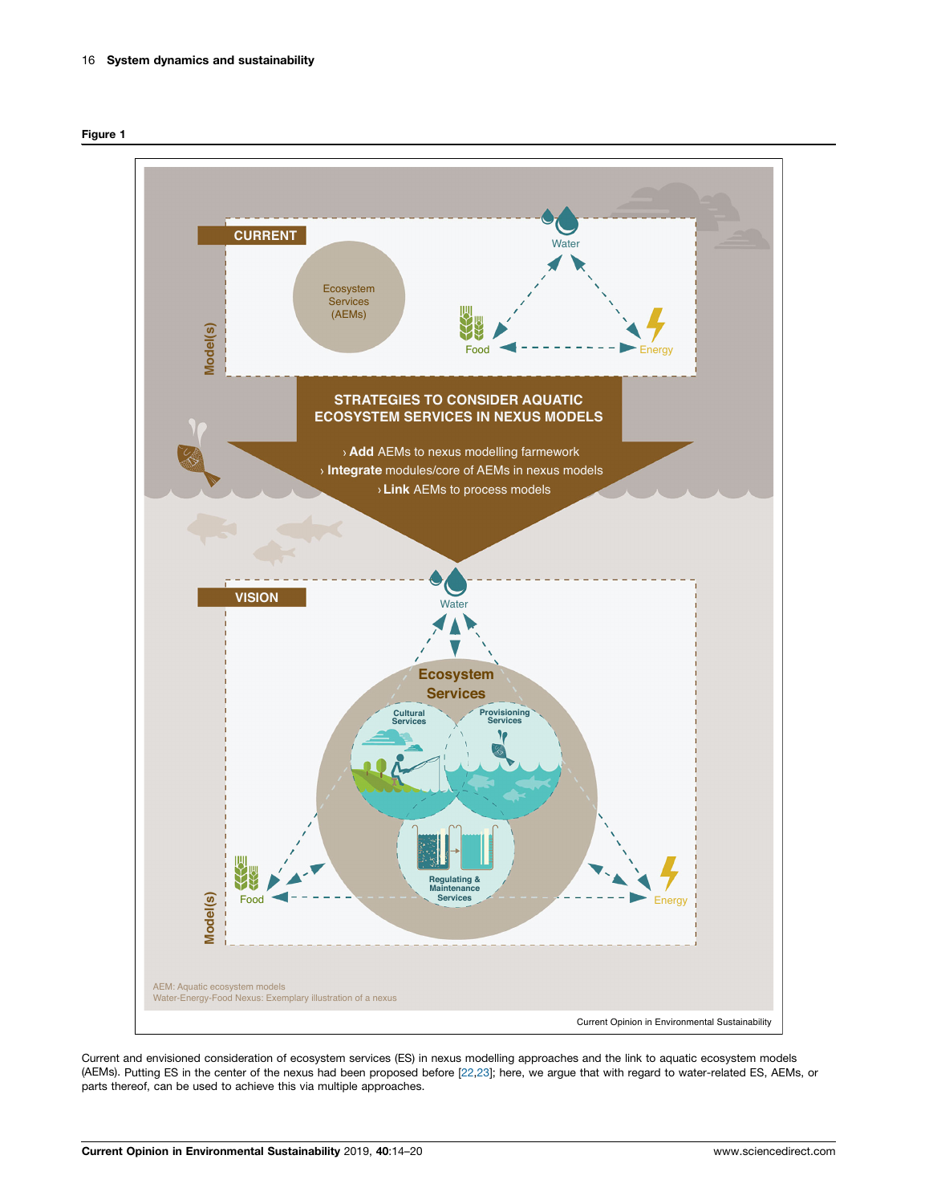**Figure 1**

Current and envisioned consideration of ecosystem services (ES) in nexus modelling approaches and the link to aquatic ecosystem models (AEMs). Putting ES in the center of the nexus had been proposed before [22,23]; here, we argue that with regard to water-related ES, AEMs, or parts thereof, can be used to achieve this via multiple approaches.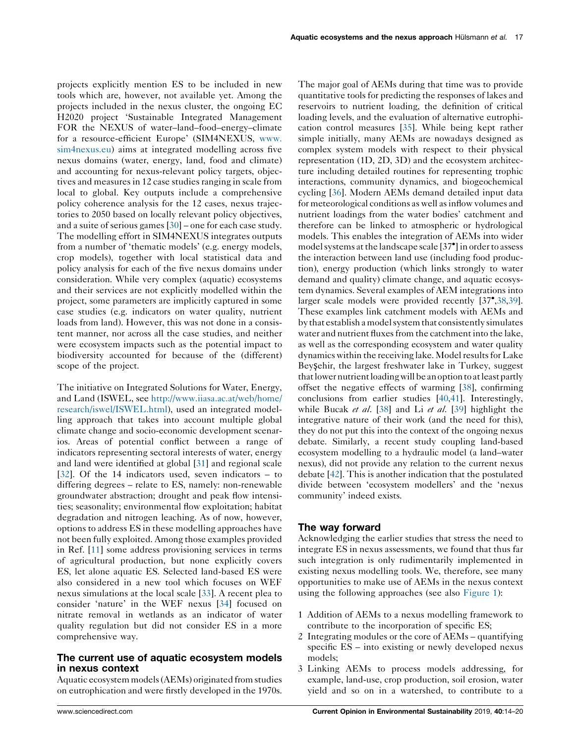projects explicitly mention ES to be included in new tools which are, however, not available yet. Among the projects included in the nexus cluster, the ongoing EC H2020 project 'Sustainable Integrated Management FOR the NEXUS of water–land–food–energy–climate for a resource-efficient Europe' (SIM4NEXUS, www.sim4nexus.eu) aims at integrated modelling across five nexus domains (water, energy, land, food and climate) and accounting for nexus-relevant policy targets, objectives and measures in 12 case studies ranging in scale from local to global. Key outputs include a comprehensive policy coherence analysis for the 12 cases, nexus trajectories to 2050 based on locally relevant policy objectives, and a suite of serious games [30] – one for each case study. The modelling effort in SIM4NEXUS integrates outputs from a number of 'thematic models' (e.g. energy models, crop models), together with local statistical data and policy analysis for each of the five nexus domains under consideration. While very complex (aquatic) ecosystems and their services are not explicitly modelled within the project, some parameters are implicitly captured in some case studies (e.g. indicators on water quality, nutrient loads from land). However, this was not done in a consistent manner, nor across all the case studies, and neither were ecosystem impacts such as the potential impact to biodiversity accounted for because of the (different) scope of the project.

The initiative on Integrated Solutions for Water, Energy, and Land (ISWEL, see http://www.iiasa.ac.at/web/home/research/iswel/ISWEL.html), used an integrated modelling approach that takes into account multiple global climate change and socio-economic development scenarios. Areas of potential conflict between a range of indicators representing sectoral interests of water, energy and land were identified at global [31] and regional scale [32]. Of the 14 indicators used, seven indicators – to differing degrees – relate to ES, namely: non-renewable groundwater abstraction; drought and peak flow intensities; seasonality; environmental flow exploitation; habitat degradation and nitrogen leaching. As of now, however, options to address ES in these modelling approaches have not been fully exploited. Among those examples provided in Ref. [11] some address provisioning services in terms of agricultural production, but none explicitly covers ES, let alone aquatic ES. Selected land-based ES were also considered in a new tool which focuses on WEF nexus simulations at the local scale [33]. A recent plea to consider 'nature' in the WEF nexus [34] focused on nitrate removal in wetlands as an indicator of water quality regulation but did not consider ES in a more comprehensive way.

## The current use of aquatic ecosystem models in nexus context

Aquatic ecosystem models (AEMs) originated from studies on eutrophication and were firstly developed in the 1970s. The major goal of AEMs during that time was to provide quantitative tools for predicting the responses of lakes and reservoirs to nutrient loading, the definition of critical loading levels, and the evaluation of alternative eutrophication control measures [35]. While being kept rather simple initially, many AEMs are nowadays designed as complex system models with respect to their physical representation (1D, 2D, 3D) and the ecosystem architecture including detailed routines for representing trophic interactions, community dynamics, and biogeochemical cycling [36]. Modern AEMs demand detailed input data for meteorological conditions as well as inflow volumes and nutrient loadings from the water bodies' catchment and therefore can be linked to atmospheric or hydrological models. This enables the integration of AEMs into wider model systems at the landscape scale [37•] in order to assess the interaction between land use (including food production), energy production (which links strongly to water demand and quality) climate change, and aquatic ecosystem dynamics. Several examples of AEM integrations into larger scale models were provided recently [37•,38,39]. These examples link catchment models with AEMs and by that establish a model system that consistently simulates water and nutrient fluxes from the catchment into the lake, as well as the corresponding ecosystem and water quality dynamics within the receiving lake. Model results for Lake Beyşehir, the largest freshwater lake in Turkey, suggest that lower nutrient loading will be an option to at least partly offset the negative effects of warming [38], confirming conclusions from earlier studies [40,41]. Interestingly, while Bucak *et al.* [38] and Li *et al.* [39] highlight the integrative nature of their work (and the need for this), they do not put this into the context of the ongoing nexus debate. Similarly, a recent study coupling land-based ecosystem modelling to a hydraulic model (a land–water nexus), did not provide any relation to the current nexus debate [42]. This is another indication that the postulated divide between 'ecosystem modellers' and the 'nexus community' indeed exists.

## The way forward

Acknowledging the earlier studies that stress the need to integrate ES in nexus assessments, we found that thus far such integration is only rudimentarily implemented in existing nexus modelling tools. We, therefore, see many opportunities to make use of AEMs in the nexus context using the following approaches (see also Figure 1):

1. Addition of AEMs to a nexus modelling framework to contribute to the incorporation of specific ES;
2. Integrating modules or the core of AEMs – quantifying specific ES – into existing or newly developed nexus models;
3. Linking AEMs to process models addressing, for example, land-use, crop production, soil erosion, water yield and so on in a watershed, to contribute to a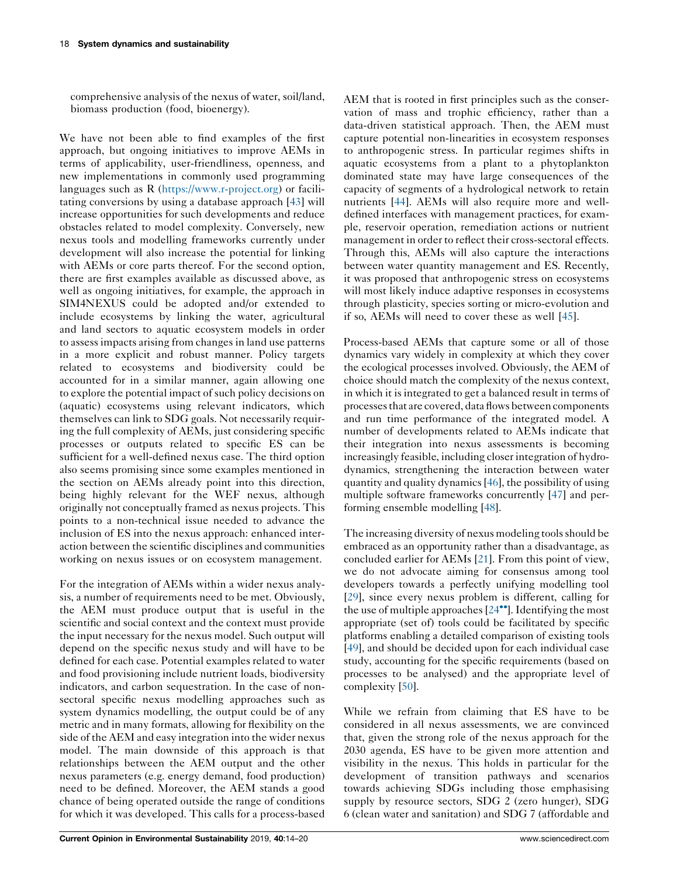comprehensive analysis of the nexus of water, soil/land, biomass production (food, bioenergy).

We have not been able to find examples of the first approach, but ongoing initiatives to improve AEMs in terms of applicability, user-friendliness, openness, and new implementations in commonly used programming languages such as R (https://www.r-project.org) or facilitating conversions by using a database approach [43] will increase opportunities for such developments and reduce obstacles related to model complexity. Conversely, new nexus tools and modelling frameworks currently under development will also increase the potential for linking with AEMs or core parts thereof. For the second option, there are first examples available as discussed above, as well as ongoing initiatives, for example, the approach in SIM4NEXUS could be adopted and/or extended to include ecosystems by linking the water, agricultural and land sectors to aquatic ecosystem models in order to assess impacts arising from changes in land use patterns in a more explicit and robust manner. Policy targets related to ecosystems and biodiversity could be accounted for in a similar manner, again allowing one to explore the potential impact of such policy decisions on (aquatic) ecosystems using relevant indicators, which themselves can link to SDG goals. Not necessarily requiring the full complexity of AEMs, just considering specific processes or outputs related to specific ES can be sufficient for a well-defined nexus case. The third option also seems promising since some examples mentioned in the section on AEMs already point into this direction, being highly relevant for the WEF nexus, although originally not conceptually framed as nexus projects. This points to a non-technical issue needed to advance the inclusion of ES into the nexus approach: enhanced interaction between the scientific disciplines and communities working on nexus issues or on ecosystem management.

For the integration of AEMs within a wider nexus analysis, a number of requirements need to be met. Obviously, the AEM must produce output that is useful in the scientific and social context and the context must provide the input necessary for the nexus model. Such output will depend on the specific nexus study and will have to be defined for each case. Potential examples related to water and food provisioning include nutrient loads, biodiversity indicators, and carbon sequestration. In the case of non-sectoral specific nexus modelling approaches such as system dynamics modelling, the output could be of any metric and in many formats, allowing for flexibility on the side of the AEM and easy integration into the wider nexus model. The main downside of this approach is that relationships between the AEM output and the other nexus parameters (e.g. energy demand, food production) need to be defined. Moreover, the AEM stands a good chance of being operated outside the range of conditions for which it was developed. This calls for a process-based AEM that is rooted in first principles such as the conservation of mass and trophic efficiency, rather than a data-driven statistical approach. Then, the AEM must capture potential non-linearities in ecosystem responses to anthropogenic stress. In particular regimes shifts in aquatic ecosystems from a plant to a phytoplankton dominated state may have large consequences of the capacity of segments of a hydrological network to retain nutrients [44]. AEMs will also require more and well-defined interfaces with management practices, for example, reservoir operation, remediation actions or nutrient management in order to reflect their cross-sectoral effects. Through this, AEMs will also capture the interactions between water quantity management and ES. Recently, it was proposed that anthropogenic stress on ecosystems will most likely induce adaptive responses in ecosystems through plasticity, species sorting or micro-evolution and if so, AEMs will need to cover these as well [45].

Process-based AEMs that capture some or all of those dynamics vary widely in complexity at which they cover the ecological processes involved. Obviously, the AEM of choice should match the complexity of the nexus context, in which it is integrated to get a balanced result in terms of processes that are covered, data flows between components and run time performance of the integrated model. A number of developments related to AEMs indicate that their integration into nexus assessments is becoming increasingly feasible, including closer integration of hydrodynamics, strengthening the interaction between water quantity and quality dynamics [46], the possibility of using multiple software frameworks concurrently [47] and performing ensemble modelling [48].

The increasing diversity of nexus modeling tools should be embraced as an opportunity rather than a disadvantage, as concluded earlier for AEMs [21]. From this point of view, we do not advocate aiming for consensus among tool developers towards a perfectly unifying modelling tool [29], since every nexus problem is different, calling for the use of multiple approaches [24••]. Identifying the most appropriate (set of) tools could be facilitated by specific platforms enabling a detailed comparison of existing tools [49], and should be decided upon for each individual case study, accounting for the specific requirements (based on processes to be analysed) and the appropriate level of complexity [50].

While we refrain from claiming that ES have to be considered in all nexus assessments, we are convinced that, given the strong role of the nexus approach for the 2030 agenda, ES have to be given more attention and visibility in the nexus. This holds in particular for the development of transition pathways and scenarios towards achieving SDGs including those emphasising supply by resource sectors, SDG 2 (zero hunger), SDG 6 (clean water and sanitation) and SDG 7 (affordable and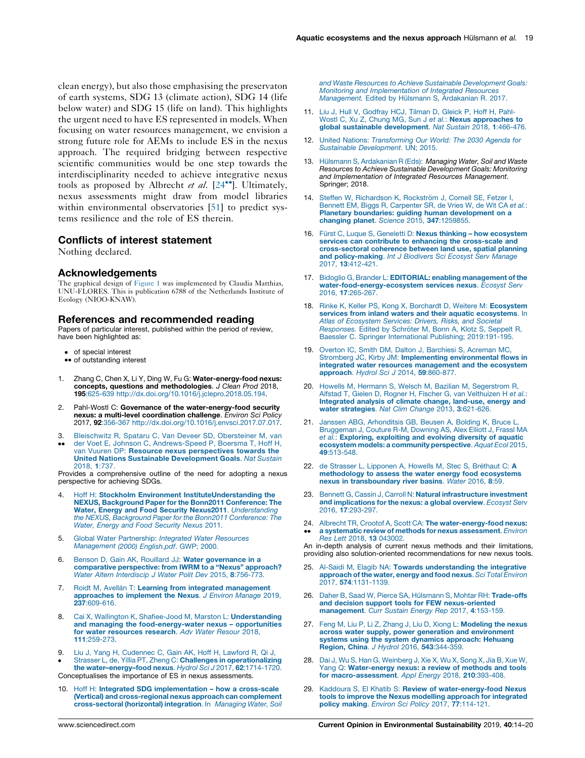clean energy), but also those emphasising the preservaton of earth systems, SDG 13 (climate action), SDG 14 (life below water) and SDG 15 (life on land). This highlights the urgent need to have ES represented in models. When focusing on water resources management, we envision a strong future role for AEMs to include ES in the nexus approach. The required bridging between respective scientific communities would be one step towards the interdisciplinarity needed to achieve integrative nexus tools as proposed by Albrecht *et al.* [24••]. Ultimately, nexus assessments might draw from model libraries within environmental observatories [51] to predict systems resilience and the role of ES therein.

## Conflicts of interest statement

Nothing declared.

## Acknowledgements

The graphical design of Figure 1 was implemented by Claudia Matthias, UNU-FLORES. This is publication 6788 of the Netherlands Institute of Ecology (NIOO-KNAW).

## References and recommended reading

Papers of particular interest, published within the period of review, have been highlighted as:

- • of special interest
- •• of outstanding interest

1. Zhang C, Chen X, Li Y, Ding W, Fu G: **Water-energy-food nexus: concepts, questions and methodologies**. *J Clean Prod* 2018, **195**:625-639 http://dx.doi.org/10.1016/j.jclepro.2018.05.194.

2. Pahl-Wostl C: **Governance of the water-energy-food security nexus: a multi-level coordination challenge**. *Environ Sci Policy* 2017, **92**:356-367 http://dx.doi.org/10.1016/j.envsci.2017.07.017.

3. •• Bleischwitz R, Spataru C, Van Deveer SD, Obersteiner M, van der Voet E, Johnson C, Andrews-Speed P, Boersma T, Hoff H, van Vuuren DP: **Resource nexus perspectives towards the United Nations Sustainable Development Goals**. *Nat Sustain* 2018, **1**:737.

   Provides a comprehensive outline of the need for adopting a nexus perspective for achieving SDGs.

4. Hoff H: **Stockholm Environment InstituteUnderstanding the NEXUS, Background Paper for the Bonn2011 Conference: The Water, Energy and Food Security Nexus2011**. *Understanding the NEXUS, Background Paper for the Bonn2011 Conference: The Water, Energy and Food Security Nexus* 2011.

5. Global Water Partnership: *Integrated Water Resources Management (2000) English.pdf*. GWP; 2000.

6. Benson D, Gain AK, Rouillard JJ: **Water governance in a comparative perspective: from IWRM to a "Nexus" approach?** *Water Altern Interdiscip J Water Polit Dev* 2015, **8**:756-773.

7. Roidt M, Avellán T: **Learning from integrated management approaches to implement the Nexus**. *J Environ Manage* 2019, **237**:609-616.

8. Cai X, Wallington K, Shafiee-Jood M, Marston L: **Understanding and managing the food-energy-water nexus – opportunities for water resources research**. *Adv Water Resour* 2018, **111**:259-273.

9. • Liu J, Yang H, Cudennec C, Gain AK, Hoff H, Lawford R, Qi J, Strasser L, de, Yillia PT, Zheng C: **Challenges in operationalizing the water–energy–food nexus**. *Hydrol Sci J* 2017, **62**:1714-1720.

   Conceptualises the importance of ES in nexus assessments.

10. Hoff H: **Integrated SDG implementation – how a cross-scale (Vertical) and cross-regional nexus approach can complement cross-sectoral (horizontal) integration**. In *Managing Water, Soil and Waste Resources to Achieve Sustainable Development Goals: Monitoring and Implementation of Integrated Resources Management.* Edited by Hülsmann S, Ardakanian R. 2017.

11. Liu J, Hull V, Godfray HCJ, Tilman D, Gleick P, Hoff H, Pahl-Wostl C, Xu Z, Chung MG, Sun J *et al.*: **Nexus approaches to global sustainable development**. *Nat Sustain* 2018, **1**:466-476.

12. United Nations: *Transforming Our World: The 2030 Agenda for Sustainable Development*. UN; 2015.

13. Hülsmann S, Ardakanian R (Eds): *Managing Water, Soil and Waste Resources to Achieve Sustainable Development Goals: Monitoring and Implementation of Integrated Resources Management*. Springer; 2018.

14. Steffen W, Richardson K, Rockström J, Cornell SE, Fetzer I, Bennett EM, Biggs R, Carpenter SR, de Vries W, de Wit CA *et al.*: **Planetary boundaries: guiding human development on a changing planet**. *Science* 2015, **347**:1259855.

16. Fürst C, Luque S, Geneletti D: **Nexus thinking – how ecosystem services can contribute to enhancing the cross-scale and cross-sectoral coherence between land use, spatial planning and policy-making**. *Int J Biodivers Sci Ecosyst Serv Manage* 2017, **13**:412-421.

17. Bidoglio G, Brander L: **EDITORIAL: enabling management of the water-food-energy-ecosystem services nexus**. *Ecosyst Serv* 2016, **17**:265-267.

18. Rinke K, Keller PS, Kong X, Borchardt D, Weitere M: **Ecosystem services from inland waters and their aquatic ecosystems**. In *Atlas of Ecosystem Services: Drivers, Risks, and Societal Responses.* Edited by Schröter M, Bonn A, Klotz S, Seppelt R, Baessler C. Springer International Publishing; 2019:191-195.

19. Overton IC, Smith DM, Dalton J, Barchiesi S, Acreman MC, Stromberg JC, Kirby JM: **Implementing environmental flows in integrated water resources management and the ecosystem approach**. *Hydrol Sci J* 2014, **59**:860-877.

20. Howells M, Hermann S, Welsch M, Bazilian M, Segerstrom R, Alfstad T, Gielen D, Rogner H, Fischer G, van Velthuizen H *et al.*: **Integrated analysis of climate change, land-use, energy and water strategies**. *Nat Clim Change* 2013, **3**:621-626.

21. Janssen ABG, Arhonditsis GB, Beusen A, Bolding K, Bruce L, Bruggeman J, Couture R-M, Downing AS, Alex Elliott J, Frassl MA *et al.*: **Exploring, exploiting and evolving diversity of aquatic ecosystem models: a community perspective**. *Aquat Ecol* 2015, **49**:513-548.

22. de Strasser L, Lipponen A, Howells M, Stec S, Bréthaut C: **A methodology to assess the water energy food ecosystems nexus in transboundary river basins**. *Water* 2016, **8**:59.

23. Bennett G, Cassin J, Carroll N: **Natural infrastructure investment and implications for the nexus: a global overview**. *Ecosyst Serv* 2016, **17**:293-297.

24. •• Albrecht TR, Crootof A, Scott CA: **The water-energy-food nexus: a systematic review of methods for nexus assessment**. *Environ Res Lett* 2018, **13** 043002.

   An in-depth analysis of current nexus methods and their limitations, providing also solution-oriented recommendations for new nexus tools.

25. Al-Saidi M, Elagib NA: **Towards understanding the integrative approach of the water, energy and food nexus**. *Sci Total Environ* 2017, **574**:1131-1139.

26. Daher B, Saad W, Pierce SA, Hülsmann S, Mohtar RH: **Trade-offs and decision support tools for FEW nexus-oriented management**. *Curr Sustain Energy Rep* 2017, **4**:153-159.

27. Feng M, Liu P, Li Z, Zhang J, Liu D, Xiong L: **Modeling the nexus across water supply, power generation and environment systems using the system dynamics approach: Hehuang Region, China**. *J Hydrol* 2016, **543**:344-359.

28. Dai J, Wu S, Han G, Weinberg J, Xie X, Wu X, Song X, Jia B, Xue W, Yang Q: **Water-energy nexus: a review of methods and tools for macro-assessment**. *Appl Energy* 2018, **210**:393-408.

29. Kaddoura S, El Khatib S: **Review of water-energy-food Nexus tools to improve the Nexus modelling approach for integrated policy making**. *Environ Sci Policy* 2017, **77**:114-121.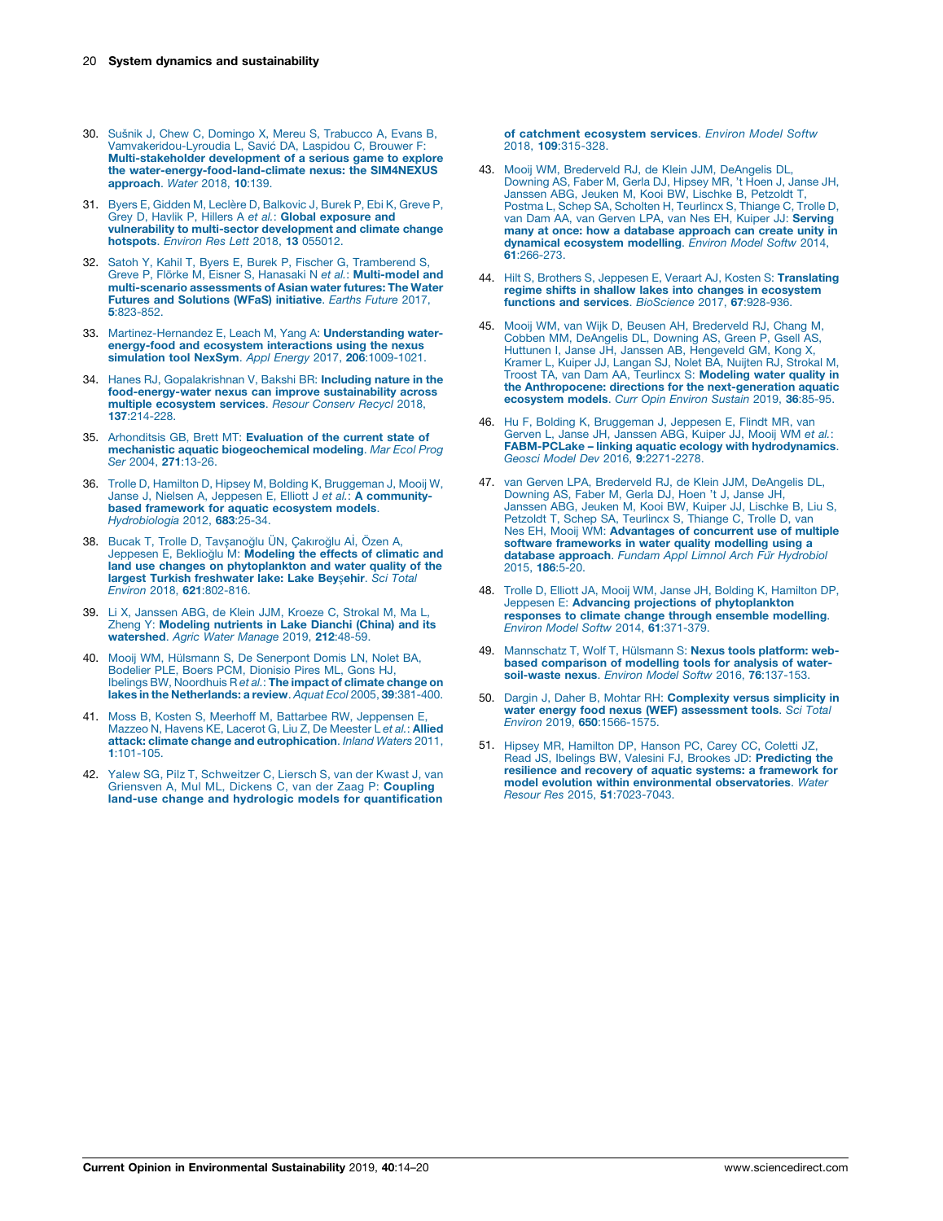30. Sušnik J, Chew C, Domingo X, Mereu S, Trabucco A, Evans B, Vamvakeridou-Lyroudia L, Savić DA, Laspidou C, Brouwer F: **Multi-stakeholder development of a serious game to explore the water-energy-food-land-climate nexus: the SIM4NEXUS approach**. *Water* 2018, **10**:139.

31. Byers E, Gidden M, Leclère D, Balkovic J, Burek P, Ebi K, Greve P, Grey D, Havlik P, Hillers A *et al.*: **Global exposure and vulnerability to multi-sector development and climate change hotspots**. *Environ Res Lett* 2018, **13** 055012.

32. Satoh Y, Kahil T, Byers E, Burek P, Fischer G, Tramberend S, Greve P, Flörke M, Eisner S, Hanasaki N *et al.*: **Multi-model and multi-scenario assessments of Asian water futures: The Water Futures and Solutions (WFaS) initiative**. *Earths Future* 2017, **5**:823-852.

33. Martinez-Hernandez E, Leach M, Yang A: **Understanding water-energy-food and ecosystem interactions using the nexus simulation tool NexSym**. *Appl Energy* 2017, **206**:1009-1021.

34. Hanes RJ, Gopalakrishnan V, Bakshi BR: **Including nature in the food-energy-water nexus can improve sustainability across multiple ecosystem services**. *Resour Conserv Recycl* 2018, **137**:214-228.

35. Arhonditsis GB, Brett MT: **Evaluation of the current state of mechanistic aquatic biogeochemical modeling**. *Mar Ecol Prog Ser* 2004, **271**:13-26.

36. Trolle D, Hamilton D, Hipsey M, Bolding K, Bruggeman J, Mooij W, Janse J, Nielsen A, Jeppesen E, Elliott J *et al.*: **A community-based framework for aquatic ecosystem models**. *Hydrobiologia* 2012, **683**:25-34.

38. Bucak T, Trolle D, Tavşanoğlu ÜN, Çakıroğlu Aİ, Özen A, Jeppesen E, Beklioğlu M: **Modeling the effects of climatic and land use changes on phytoplankton and water quality of the largest Turkish freshwater lake: Lake Beyşehir**. *Sci Total Environ* 2018, **621**:802-816.

39. Li X, Janssen ABG, de Klein JJM, Kroeze C, Strokal M, Ma L, Zheng Y: **Modeling nutrients in Lake Dianchi (China) and its watershed**. *Agric Water Manage* 2019, **212**:48-59.

40. Mooij WM, Hülsmann S, De Senerpont Domis LN, Nolet BA, Bodelier PLE, Boers PCM, Dionisio Pires ML, Gons HJ, Ibelings BW, Noordhuis R *et al.*: **The impact of climate change on lakes in the Netherlands: a review**. *Aquat Ecol* 2005, **39**:381-400.

41. Moss B, Kosten S, Meerhoff M, Battarbee RW, Jeppesen E, Mazzeo N, Havens KE, Lacerot G, Liu Z, De Meester L *et al.*: **Allied attack: climate change and eutrophication**. *Inland Waters* 2011, **1**:101-105.

42. Yalew SG, Pilz T, Schweitzer C, Liersch S, van der Kwast J, van Griensven A, Mul ML, Dickens C, van der Zaag P: **Coupling land-use change and hydrologic models for quantification of catchment ecosystem services**. *Environ Model Softw* 2018, **109**:315-328.

43. Mooij WM, Brederveld RJ, de Klein JJM, DeAngelis DL, Downing AS, Faber M, Gerla DJ, Hipsey MR, 't Hoen J, Janse JH, Janssen ABG, Jeuken M, Kooi BW, Lischke B, Petzoldt T, Postma L, Schep SA, Scholten H, Teurlincx S, Thiange C, Trolle D, van Dam AA, van Gerven LPA, van Nes EH, Kuiper JJ: **Serving many at once: how a database approach can create unity in dynamical ecosystem modelling**. *Environ Model Softw* 2014, **61**:266-273.

44. Hilt S, Brothers S, Jeppesen E, Veraart AJ, Kosten S: **Translating regime shifts in shallow lakes into changes in ecosystem functions and services**. *BioScience* 2017, **67**:928-936.

45. Mooij WM, van Wijk D, Beusen AH, Brederveld RJ, Chang M, Cobben MM, DeAngelis DL, Downing AS, Green P, Gsell AS, Huttunen I, Janse JH, Janssen AB, Hengeveld GM, Kong X, Kramer L, Kuiper JJ, Langan SJ, Nolet BA, Nuijten RJ, Strokal M, Troost TA, van Dam AA, Teurlincx S: **Modeling water quality in the Anthropocene: directions for the next-generation aquatic ecosystem models**. *Curr Opin Environ Sustain* 2019, **36**:85-95.

46. Hu F, Bolding K, Bruggeman J, Jeppesen E, Flindt MR, van Gerven L, Janse JH, Janssen ABG, Kuiper JJ, Mooij WM *et al.*: **FABM-PCLake – linking aquatic ecology with hydrodynamics**. *Geosci Model Dev* 2016, **9**:2271-2278.

47. van Gerven LPA, Brederveld RJ, de Klein JJM, DeAngelis DL, Downing AS, Faber M, Gerla DJ, Hoen 't J, Janse JH, Janssen ABG, Jeuken M, Kooi BW, Kuiper JJ, Lischke B, Liu S, Petzoldt T, Schep SA, Teurlincx S, Thiange C, Trolle D, van Nes EH, Mooij WM: **Advantages of concurrent use of multiple software frameworks in water quality modelling using a database approach**. *Fundam Appl Limnol Arch Für Hydrobiol* 2015, **186**:5-20.

48. Trolle D, Elliott JA, Mooij WM, Janse JH, Bolding K, Hamilton DP, Jeppesen E: **Advancing projections of phytoplankton responses to climate change through ensemble modelling**. *Environ Model Softw* 2014, **61**:371-379.

49. Mannschatz T, Wolf T, Hülsmann S: **Nexus tools platform: web-based comparison of modelling tools for analysis of water-soil-waste nexus**. *Environ Model Softw* 2016, **76**:137-153.

50. Dargin J, Daher B, Mohtar RH: **Complexity versus simplicity in water energy food nexus (WEF) assessment tools**. *Sci Total Environ* 2019, **650**:1566-1575.

51. Hipsey MR, Hamilton DP, Hanson PC, Carey CC, Coletti JZ, Read JS, Ibelings BW, Valesini FJ, Brookes JD: **Predicting the resilience and recovery of aquatic systems: a framework for model evolution within environmental observatories**. *Water Resour Res* 2015, **51**:7023-7043.